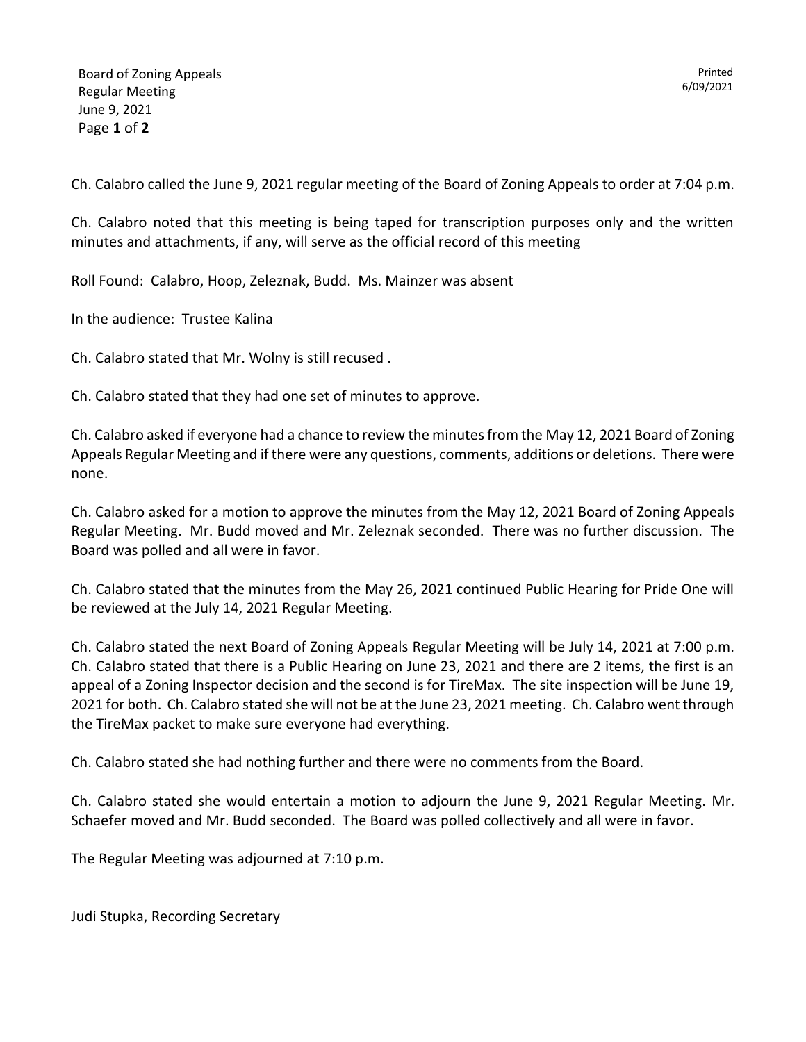Board of Zoning Appeals
Regular Meeting
June 9, 2021

Printed 6/09/2021

Ch. Calabro called the June 9, 2021 regular meeting of the Board of Zoning Appeals to order at 7:04 p.m.

Ch. Calabro noted that this meeting is being taped for transcription purposes only and the written minutes and attachments, if any, will serve as the official record of this meeting

Roll Found: Calabro, Hoop, Zeleznak, Budd. Ms. Mainzer was absent

In the audience: Trustee Kalina

Ch. Calabro stated that Mr. Wolny is still recused .

Ch. Calabro stated that they had one set of minutes to approve.

Ch. Calabro asked if everyone had a chance to review the minutes from the May 12, 2021 Board of Zoning Appeals Regular Meeting and if there were any questions, comments, additions or deletions. There were none.

Ch. Calabro asked for a motion to approve the minutes from the May 12, 2021 Board of Zoning Appeals Regular Meeting. Mr. Budd moved and Mr. Zeleznak seconded. There was no further discussion. The Board was polled and all were in favor.

Ch. Calabro stated that the minutes from the May 26, 2021 continued Public Hearing for Pride One will be reviewed at the July 14, 2021 Regular Meeting.

Ch. Calabro stated the next Board of Zoning Appeals Regular Meeting will be July 14, 2021 at 7:00 p.m. Ch. Calabro stated that there is a Public Hearing on June 23, 2021 and there are 2 items, the first is an appeal of a Zoning Inspector decision and the second is for TireMax. The site inspection will be June 19, 2021 for both. Ch. Calabro stated she will not be at the June 23, 2021 meeting. Ch. Calabro went through the TireMax packet to make sure everyone had everything.

Ch. Calabro stated she had nothing further and there were no comments from the Board.

Ch. Calabro stated she would entertain a motion to adjourn the June 9, 2021 Regular Meeting. Mr. Schaefer moved and Mr. Budd seconded. The Board was polled collectively and all were in favor.

The Regular Meeting was adjourned at 7:10 p.m.

Judi Stupka, Recording Secretary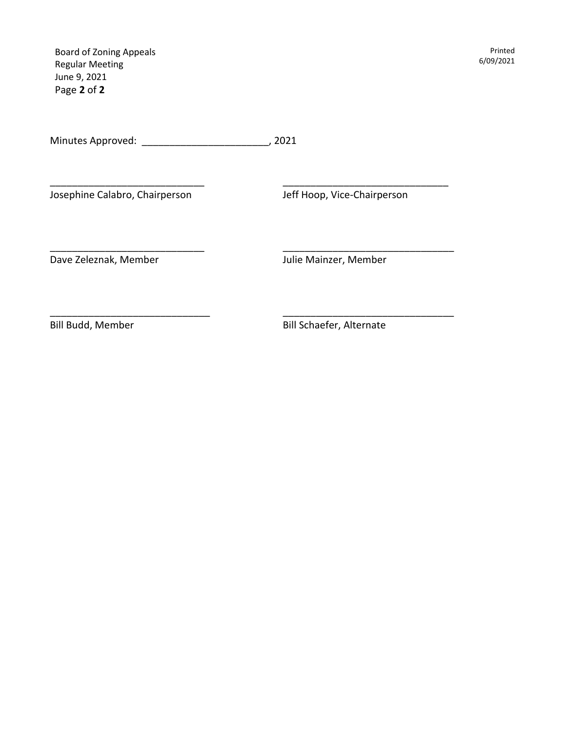Minutes Approved: ______________________, 2021

| | |
|---|---|
| ___________________________ | ______________________________ |
| Josephine Calabro, Chairperson | Jeff Hoop, Vice-Chairperson |
| ___________________________ | ______________________________ |
| Dave Zeleznak, Member | Julie Mainzer, Member |
| ____________________________ | ______________________________ |
| Bill Budd, Member | Bill Schaefer, Alternate |